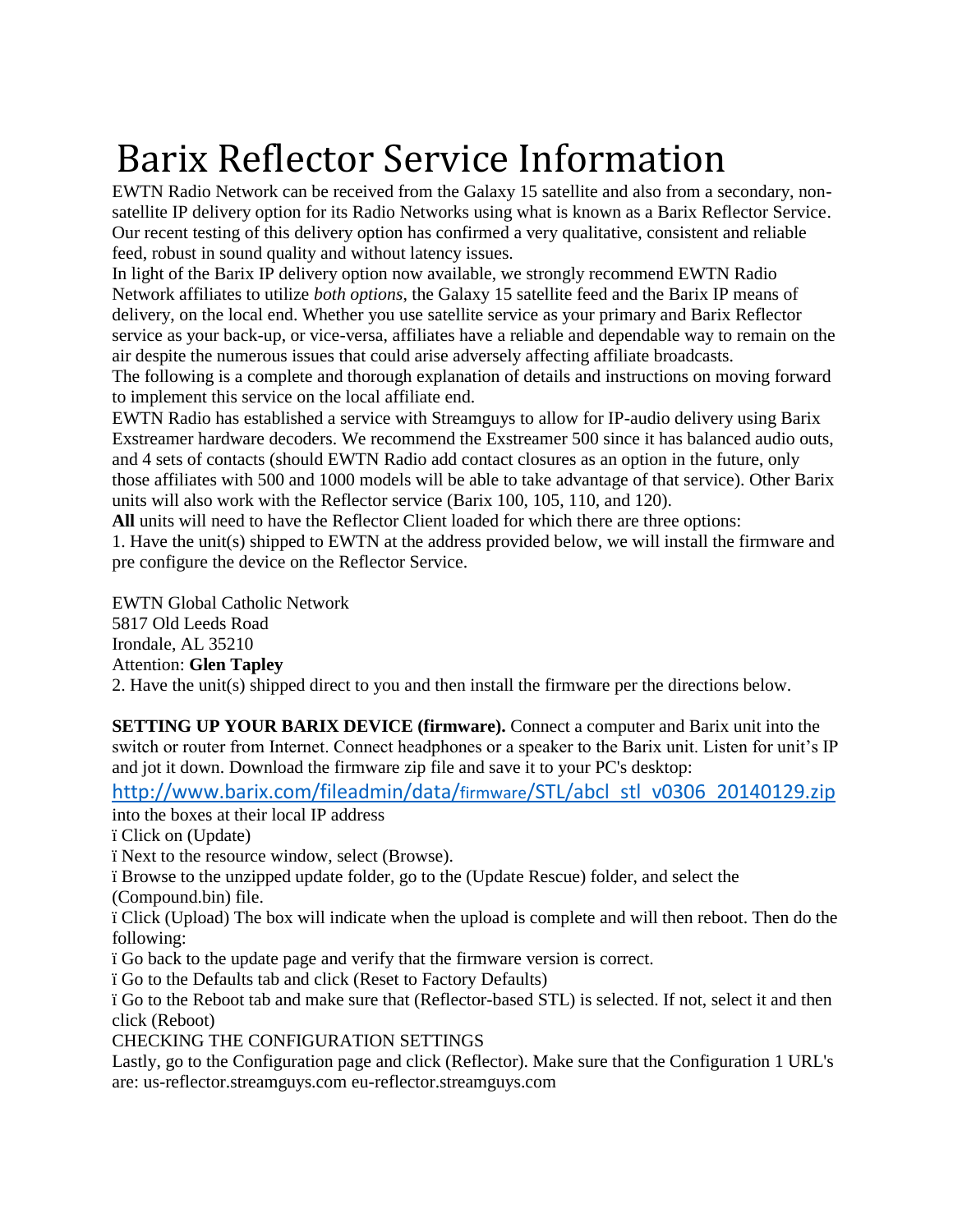# Barix Reflector Service Information

EWTN Radio Network can be received from the Galaxy 15 satellite and also from a secondary, non-satellite IP delivery option for its Radio Networks using what is known as a Barix Reflector Service. Our recent testing of this delivery option has confirmed a very qualitative, consistent and reliable feed, robust in sound quality and without latency issues.

In light of the Barix IP delivery option now available, we strongly recommend EWTN Radio Network affiliates to utilize *both options*, the Galaxy 15 satellite feed and the Barix IP means of delivery, on the local end. Whether you use satellite service as your primary and Barix Reflector service as your back-up, or vice-versa, affiliates have a reliable and dependable way to remain on the air despite the numerous issues that could arise adversely affecting affiliate broadcasts.

The following is a complete and thorough explanation of details and instructions on moving forward to implement this service on the local affiliate end.

EWTN Radio has established a service with Streamguys to allow for IP-audio delivery using Barix Exstreamer hardware decoders. We recommend the Exstreamer 500 since it has balanced audio outs, and 4 sets of contacts (should EWTN Radio add contact closures as an option in the future, only those affiliates with 500 and 1000 models will be able to take advantage of that service). Other Barix units will also work with the Reflector service (Barix 100, 105, 110, and 120).

**All** units will need to have the Reflector Client loaded for which there are three options:

1. Have the unit(s) shipped to EWTN at the address provided below, we will install the firmware and pre configure the device on the Reflector Service.

EWTN Global Catholic Network
5817 Old Leeds Road
Irondale, AL 35210
Attention: **Glen Tapley**

2. Have the unit(s) shipped direct to you and then install the firmware per the directions below.

**SETTING UP YOUR BARIX DEVICE (firmware).** Connect a computer and Barix unit into the switch or router from Internet. Connect headphones or a speaker to the Barix unit. Listen for unit's IP and jot it down. Download the firmware zip file and save it to your PC's desktop:

http://www.barix.com/fileadmin/data/firmware/STL/abcl_stl_v0306_20140129.zip

into the boxes at their local IP address

- Click on (Update)
- Next to the resource window, select (Browse).
- Browse to the unzipped update folder, go to the (Update Rescue) folder, and select the (Compound.bin) file.
- Click (Upload) The box will indicate when the upload is complete and will then reboot. Then do the following:
- Go back to the update page and verify that the firmware version is correct.
- Go to the Defaults tab and click (Reset to Factory Defaults)
- Go to the Reboot tab and make sure that (Reflector-based STL) is selected. If not, select it and then click (Reboot)

CHECKING THE CONFIGURATION SETTINGS

Lastly, go to the Configuration page and click (Reflector). Make sure that the Configuration 1 URL's are: us-reflector.streamguys.com eu-reflector.streamguys.com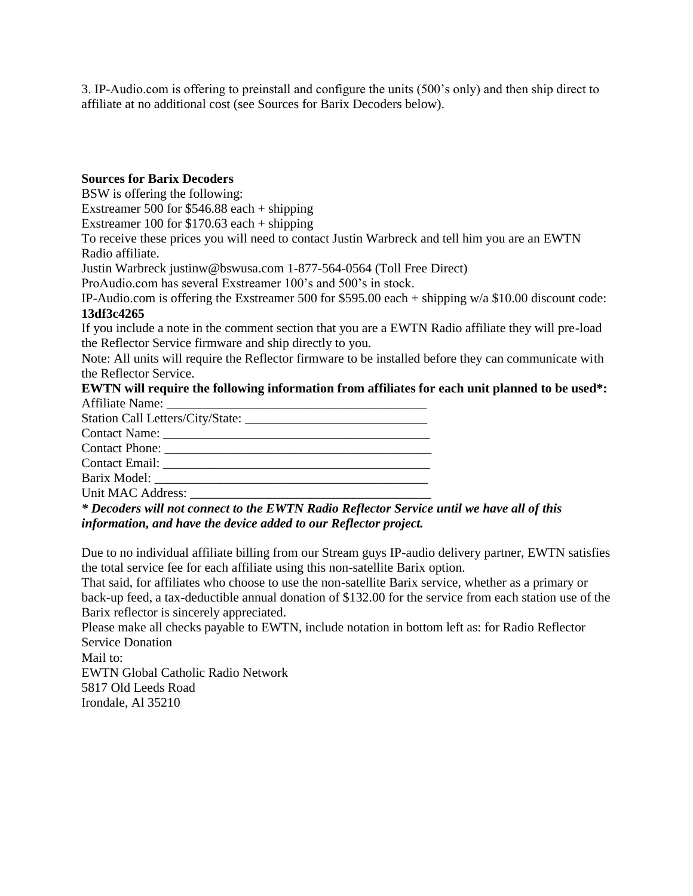3. IP-Audio.com is offering to preinstall and configure the units (500's only) and then ship direct to affiliate at no additional cost (see Sources for Barix Decoders below).

**Sources for Barix Decoders**

BSW is offering the following:

Exstreamer 500 for $546.88 each + shipping

Exstreamer 100 for $170.63 each + shipping

To receive these prices you will need to contact Justin Warbreck and tell him you are an EWTN Radio affiliate.

Justin Warbreck justinw@bswusa.com 1-877-564-0564 (Toll Free Direct)

ProAudio.com has several Exstreamer 100's and 500's in stock.

IP-Audio.com is offering the Exstreamer 500 for $595.00 each + shipping w/a $10.00 discount code: **13df3c4265**

If you include a note in the comment section that you are a EWTN Radio affiliate they will pre-load the Reflector Service firmware and ship directly to you.

Note: All units will require the Reflector firmware to be installed before they can communicate with the Reflector Service.

**EWTN will require the following information from affiliates for each unit planned to be used*:**

Affiliate Name: ________________________________________

Station Call Letters/City/State: ____________________________

Contact Name: __________________________________________

Contact Phone: __________________________________________

Contact Email: __________________________________________

Barix Model: ___________________________________________

Unit MAC Address: ______________________________________

***\* Decoders will not connect to the EWTN Radio Reflector Service until we have all of this information, and have the device added to our Reflector project.***

Due to no individual affiliate billing from our Stream guys IP-audio delivery partner, EWTN satisfies the total service fee for each affiliate using this non-satellite Barix option.

That said, for affiliates who choose to use the non-satellite Barix service, whether as a primary or back-up feed, a tax-deductible annual donation of $132.00 for the service from each station use of the Barix reflector is sincerely appreciated.

Please make all checks payable to EWTN, include notation in bottom left as: for Radio Reflector Service Donation

Mail to:

EWTN Global Catholic Radio Network  
5817 Old Leeds Road  
Irondale, Al 35210